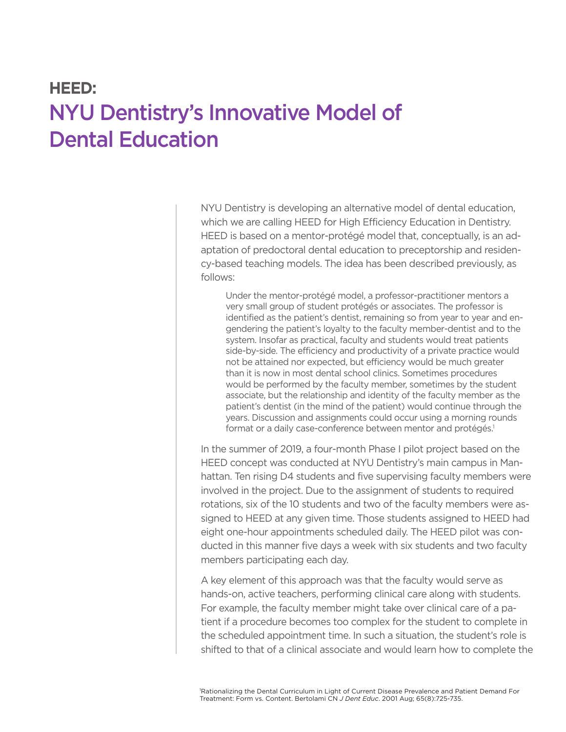# HEED:
# NYU Dentistry's Innovative Model of Dental Education

NYU Dentistry is developing an alternative model of dental education, which we are calling HEED for High Efficiency Education in Dentistry. HEED is based on a mentor-protégé model that, conceptually, is an adaptation of predoctoral dental education to preceptorship and residency-based teaching models. The idea has been described previously, as follows:

> Under the mentor-protégé model, a professor-practitioner mentors a very small group of student protégés or associates. The professor is identified as the patient's dentist, remaining so from year to year and engendering the patient's loyalty to the faculty member-dentist and to the system. Insofar as practical, faculty and students would treat patients side-by-side. The efficiency and productivity of a private practice would not be attained nor expected, but efficiency would be much greater than it is now in most dental school clinics. Sometimes procedures would be performed by the faculty member, sometimes by the student associate, but the relationship and identity of the faculty member as the patient's dentist (in the mind of the patient) would continue through the years. Discussion and assignments could occur using a morning rounds format or a daily case-conference between mentor and protégés.[1]

In the summer of 2019, a four-month Phase I pilot project based on the HEED concept was conducted at NYU Dentistry's main campus in Manhattan. Ten rising D4 students and five supervising faculty members were involved in the project. Due to the assignment of students to required rotations, six of the 10 students and two of the faculty members were assigned to HEED at any given time. Those students assigned to HEED had eight one-hour appointments scheduled daily. The HEED pilot was conducted in this manner five days a week with six students and two faculty members participating each day.

A key element of this approach was that the faculty would serve as hands-on, active teachers, performing clinical care along with students. For example, the faculty member might take over clinical care of a patient if a procedure becomes too complex for the student to complete in the scheduled appointment time. In such a situation, the student's role is shifted to that of a clinical associate and would learn how to complete the

[1] Rationalizing the Dental Curriculum in Light of Current Disease Prevalence and Patient Demand For Treatment: Form vs. Content. Bertolami CN *J Dent Educ*. 2001 Aug; 65(8):725-735.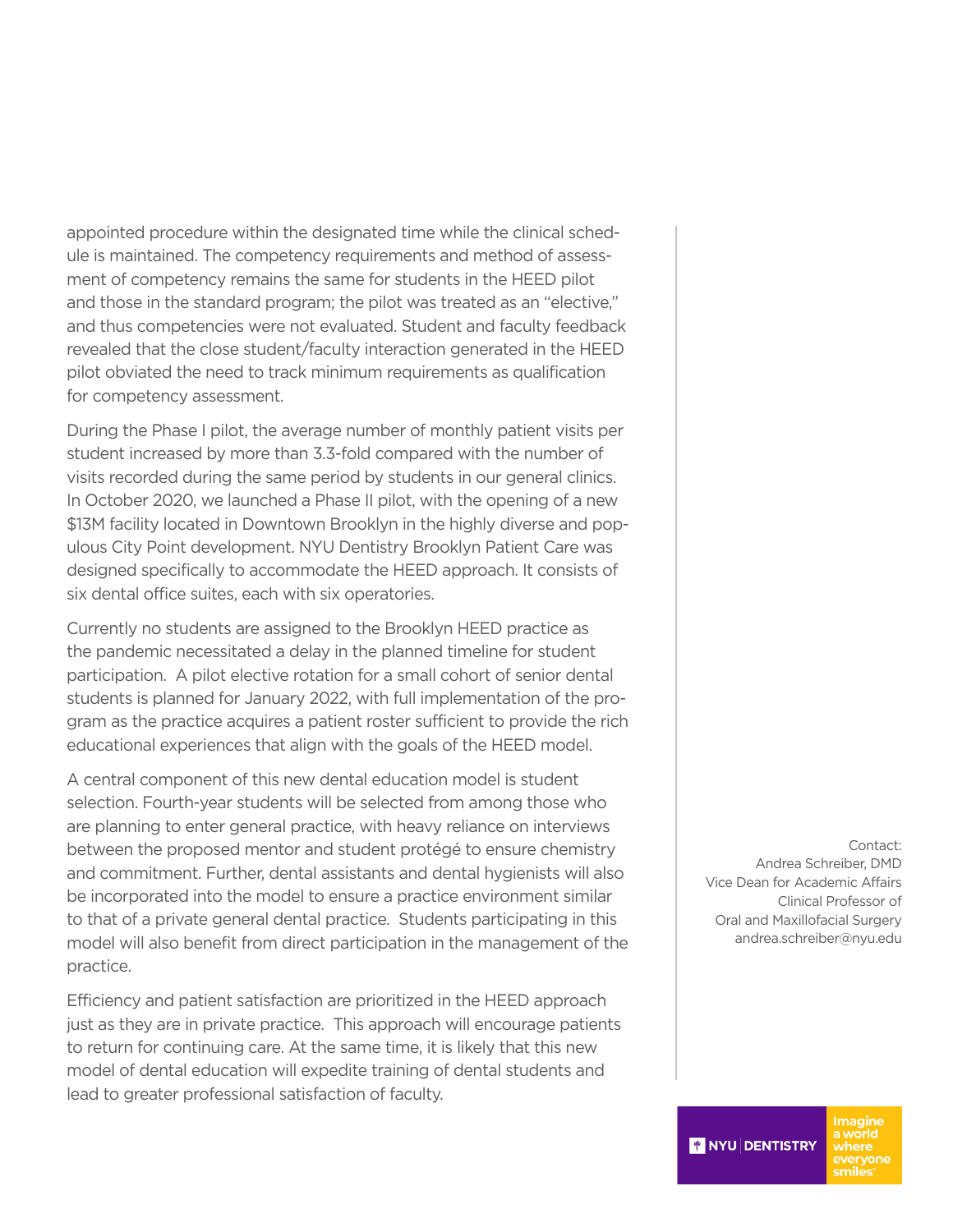appointed procedure within the designated time while the clinical schedule is maintained. The competency requirements and method of assessment of competency remains the same for students in the HEED pilot and those in the standard program; the pilot was treated as an "elective," and thus competencies were not evaluated. Student and faculty feedback revealed that the close student/faculty interaction generated in the HEED pilot obviated the need to track minimum requirements as qualification for competency assessment.

During the Phase I pilot, the average number of monthly patient visits per student increased by more than 3.3-fold compared with the number of visits recorded during the same period by students in our general clinics. In October 2020, we launched a Phase II pilot, with the opening of a new $13M facility located in Downtown Brooklyn in the highly diverse and populous City Point development. NYU Dentistry Brooklyn Patient Care was designed specifically to accommodate the HEED approach. It consists of six dental office suites, each with six operatories.

Currently no students are assigned to the Brooklyn HEED practice as the pandemic necessitated a delay in the planned timeline for student participation. A pilot elective rotation for a small cohort of senior dental students is planned for January 2022, with full implementation of the program as the practice acquires a patient roster sufficient to provide the rich educational experiences that align with the goals of the HEED model.

A central component of this new dental education model is student selection. Fourth-year students will be selected from among those who are planning to enter general practice, with heavy reliance on interviews between the proposed mentor and student protégé to ensure chemistry and commitment. Further, dental assistants and dental hygienists will also be incorporated into the model to ensure a practice environment similar to that of a private general dental practice. Students participating in this model will also benefit from direct participation in the management of the practice.

Efficiency and patient satisfaction are prioritized in the HEED approach just as they are in private practice. This approach will encourage patients to return for continuing care. At the same time, it is likely that this new model of dental education will expedite training of dental students and lead to greater professional satisfaction of faculty.

Contact:
Andrea Schreiber, DMD
Vice Dean for Academic Affairs
Clinical Professor of
Oral and Maxillofacial Surgery
andrea.schreiber@nyu.edu

NYU | DENTISTRY

Imagine a world where everyone smiles